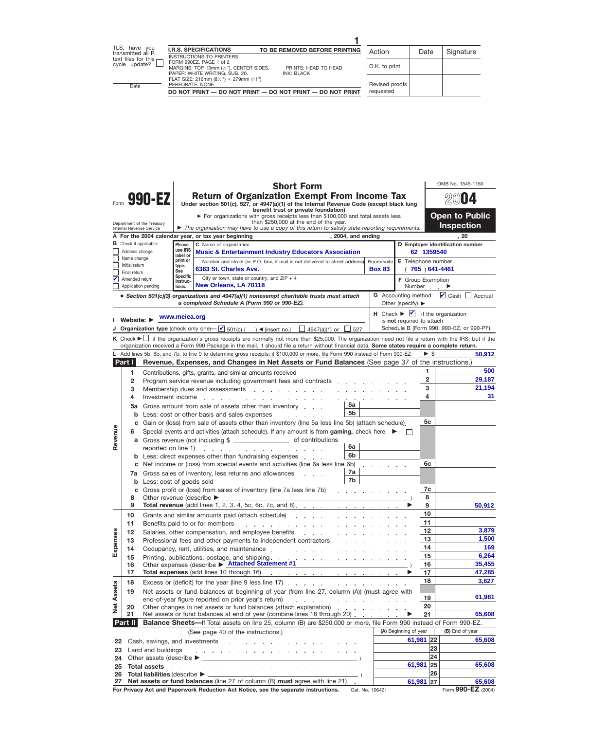TLS, have you transmitted all R text files for this cycle update? ☐

Date

| I.R.S. SPECIFICATIONS | TO BE REMOVED BEFORE PRINTING |
|---|---|
| INSTRUCTIONS TO PRINTERS FORM 990EZ, PAGE 1 of 2 MARGINS: TOP 13mm (½"), CENTER SIDES. PAPER: WHITE WRITING, SUB. 20. FLAT SIZE: 216mm (8½") × 279mm (11") PERFORATE: NONE | PRINTS: HEAD TO HEAD INK: BLACK |

DO NOT PRINT — DO NOT PRINT — DO NOT PRINT — DO NOT PRINT

| Action | Date | Signature |
|---|---|---|
| O.K. to print | | |
| Revised proofs requested | | |

# Form 990-EZ

## Short Form Return of Organization Exempt From Income Tax

**Under section 501(c), 527, or 4947(a)(1) of the Internal Revenue Code (except black lung benefit trust or private foundation)**

▶ For organizations with gross receipts less than $100,000 and total assets less than $250,000 at the end of the year.

▶ *The organization may have to use a copy of this return to satisfy state reporting requirements.*

Department of the Treasury, Internal Revenue Service

OMB No. 1545-1150 — **2004** — **Open to Public Inspection**

**A** For the 2004 calendar year, or tax year beginning , 2004, and ending , 20

**B** Check if applicable: ☐ Address change ☐ Name change ☐ Initial return ☐ Final return ☑ Amended return ☐ Application pending

**C** Name of organization: **Music & Entertainment Industry Educators Association**

Number and street (or P.O. box, if mail is not delivered to street address): **6363 St. Charles Ave.** Room/suite: **Box 83**

City or town, state or country, and ZIP + 4: **New Orleans, LA 70118**

**D** Employer identification number: **62 : 1359540**

**E** Telephone number: **( 765 ) 641-4461**

**F** Group Exemption Number ▶

• *Section 501(c)(3) organizations and 4947(a)(1) nonexempt charitable trusts must attach a completed Schedule A (Form 990 or 990-EZ).*

**G** Accounting method: ☑ Cash ☐ Accrual Other (specify) ▶

**H** Check ▶ ☑ if the organization is **not** required to attach Schedule B (Form 990, 990-EZ, or 990-PF).

**I** Website: ▶ **www.meiea.org**

**J** Organization type (check only one)— ☑ 501(c) ( ) ◀(insert no.) ☐ 4947(a)(1) or ☐ 527

**K** Check ▶ ☐ if the organization's gross receipts are normally not more than $25,000. The organization need not file a return with the IRS; but if the organization received a Form 990 Package in the mail, it should file a return without financial data. **Some states require a complete return.**

**L** Add lines 5b, 6b, and 7b, to line 9 to determine gross receipts; if $100,000 or more, file Form 990 instead of Form 990-EZ . ▶ $ **50,912**

### Part I — Revenue, Expenses, and Changes in Net Assets or Fund Balances (See page 37 of the instructions.)

| Section | Line | Description | Sub-line | Sub-amount | Line | Amount |
|---|---|---|---|---|---|---|
| Revenue | 1 | Contributions, gifts, grants, and similar amounts received | | | 1 | 500 |
| | 2 | Program service revenue including government fees and contracts | | | 2 | 29,187 |
| | 3 | Membership dues and assessments | | | 3 | 21,194 |
| | 4 | Investment income | | | 4 | 31 |
| | 5a | Gross amount from sale of assets other than inventory | 5a | | | |
| | b | Less: cost or other basis and sales expenses | 5b | | | |
| | c | Gain or (loss) from sale of assets other than inventory (line 5a less line 5b) (attach schedule) | | | 5c | |
| | 6 | Special events and activities (attach schedule). If any amount is from **gaming,** check here ▶ ☐ | | | | |
| | a | Gross revenue (not including $ ______ of contributions reported on line 1) | 6a | | | |
| | b | Less: direct expenses other than fundraising expenses | 6b | | | |
| | c | Net income or (loss) from special events and activities (line 6a less line 6b) | | | 6c | |
| | 7a | Gross sales of inventory, less returns and allowances | 7a | | | |
| | b | Less: cost of goods sold | 7b | | | |
| | c | Gross profit or (loss) from sales of inventory (line 7a less line 7b) | | | 7c | |
| | 8 | Other revenue (describe ▶ ) | | | 8 | |
| | 9 | **Total revenue** (add lines 1, 2, 3, 4, 5c, 6c, 7c, and 8) ▶ | | | 9 | 50,912 |
| Expenses | 10 | Grants and similar amounts paid (attach schedule) | | | 10 | |
| | 11 | Benefits paid to or for members | | | 11 | |
| | 12 | Salaries, other compensation, and employee benefits | | | 12 | 3,879 |
| | 13 | Professional fees and other payments to independent contractors | | | 13 | 1,500 |
| | 14 | Occupancy, rent, utilities, and maintenance | | | 14 | 169 |
| | 15 | Printing, publications, postage, and shipping | | | 15 | 6,264 |
| | 16 | Other expenses (describe ▶ Attached Statement #1 ) | | | 16 | 35,455 |
| | 17 | **Total expenses** (add lines 10 through 16) ▶ | | | 17 | 47,285 |
| Net Assets | 18 | Excess or (deficit) for the year (line 9 less line 17) | | | 18 | 3,627 |
| | 19 | Net assets or fund balances at beginning of year (from line 27, column (A)) (must agree with end-of-year figure reported on prior year's return) | | | 19 | 61,981 |
| | 20 | Other changes in net assets or fund balances (attach explanation) | | | 20 | |
| | 21 | Net assets or fund balances at end of year (combine lines 18 through 20) ▶ | | | 21 | 65,608 |

### Part II — Balance Sheets—If Total assets on line 25, column (B) are $250,000 or more, file Form 990 instead of Form 990-EZ. (See page 40 of the instructions.)

| Line | Description | (A) Beginning of year | Line | (B) End of year |
|---|---|---|---|---|
| 22 | Cash, savings, and investments | 61,981 | 22 | 65,608 |
| 23 | Land and buildings | | 23 | |
| 24 | Other assets (describe ▶ ) | | 24 | |
| 25 | **Total assets** | 61,981 | 25 | 65,608 |
| 26 | **Total liabilities** (describe ▶ ) | | 26 | |
| 27 | **Net assets or fund balances** (line 27 of column (B) **must** agree with line 21) | 61,981 | 27 | 65,608 |

**For Privacy Act and Paperwork Reduction Act Notice, see the separate instructions.** Cat. No. 10642I Form **990-EZ** (2004)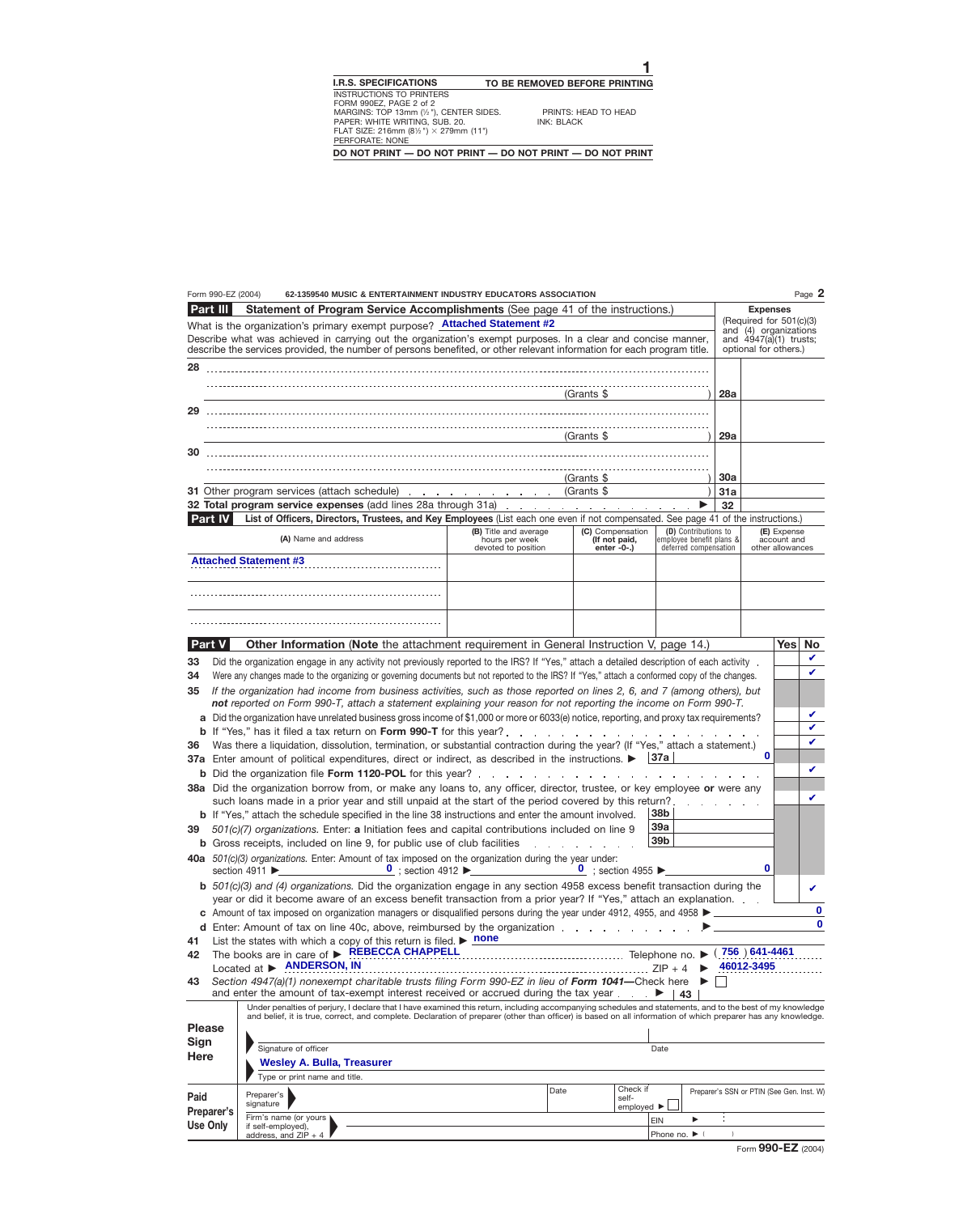I.R.S. SPECIFICATIONS — TO BE REMOVED BEFORE PRINTING

INSTRUCTIONS TO PRINTERS
FORM 990EZ, PAGE 2 of 2
MARGINS: TOP 13mm (½"), CENTER SIDES. PRINTS: HEAD TO HEAD
PAPER: WHITE WRITING, SUB. 20. INK: BLACK
FLAT SIZE: 216mm (8½") × 279mm (11")
PERFORATE: NONE

DO NOT PRINT — DO NOT PRINT — DO NOT PRINT — DO NOT PRINT

Form 990-EZ (2004) 62-1359540 MUSIC & ENTERTAINMENT INDUSTRY EDUCATORS ASSOCIATION

## Part III Statement of Program Service Accomplishments (See page 41 of the instructions.)

What is the organization's primary exempt purpose? **Attached Statement #2**

Describe what was achieved in carrying out the organization's exempt purposes. In a clear and concise manner, describe the services provided, the number of persons benefited, or other relevant information for each program title.

**Expenses** (Required for 501(c)(3) and (4) organizations and 4947(a)(1) trusts; optional for others.)

| Line | Description | | Expenses |
|---|---|---|---|
| 28 | (Grants $ ) | 28a | |
| 29 | (Grants $ ) | 29a | |
| 30 | (Grants $ ) | 30a | |
| 31 | Other program services (attach schedule) (Grants $ ) | 31a | |
| 32 | **Total program service expenses** (add lines 28a through 31a) | 32 | |

## Part IV List of Officers, Directors, Trustees, and Key Employees (List each one even if not compensated. See page 41 of the instructions.)

| (A) Name and address | (B) Title and average hours per week devoted to position | (C) Compensation (If not paid, enter -0-.) | (D) Contributions to employee benefit plans & deferred compensation | (E) Expense account and other allowances |
|---|---|---|---|---|
| Attached Statement #3 | | | | |
| | | | | |
| | | | | |

## Part V Other Information (Note the attachment requirement in General Instruction V, page 14.)

| Line | Question | Yes | No |
|---|---|---|---|
| 33 | Did the organization engage in any activity not previously reported to the IRS? If "Yes," attach a detailed description of each activity | | ✔ |
| 34 | Were any changes made to the organizing or governing documents but not reported to the IRS? If "Yes," attach a conformed copy of the changes. | | ✔ |
| 35 | *If the organization had income from business activities, such as those reported on lines 2, 6, and 7 (among others), but **not** reported on Form 990-T, attach a statement explaining your reason for not reporting the income on Form 990-T.* | | |
| a | Did the organization have unrelated business gross income of $1,000 or more or 6033(e) notice, reporting, and proxy tax requirements? | | ✔ |
| b | If "Yes," has it filed a tax return on **Form 990-T** for this year? | | ✔ |
| 36 | Was there a liquidation, dissolution, termination, or substantial contraction during the year? (If "Yes," attach a statement.) | | ✔ |
| 37a | Enter amount of political expenditures, direct or indirect, as described in the instructions. ▶ 37a: 0 | | |
| b | Did the organization file **Form 1120-POL** for this year? | | ✔ |
| 38a | Did the organization borrow from, or make any loans to, any officer, director, trustee, or key employee **or** were any such loans made in a prior year and still unpaid at the start of the period covered by this return? | | ✔ |
| b | If "Yes," attach the schedule specified in the line 38 instructions and enter the amount involved. 38b | | |
| 39 | *501(c)(7) organizations.* Enter: **a** Initiation fees and capital contributions included on line 9 — 39a | | |
| b | Gross receipts, included on line 9, for public use of club facilities — 39b | | |
| 40a | *501(c)(3) organizations.* Enter: Amount of tax imposed on the organization during the year under: section 4911 ▶ 0 ; section 4912 ▶ 0 ; section 4955 ▶ 0 | | |
| b | *501(c)(3) and (4) organizations.* Did the organization engage in any section 4958 excess benefit transaction during the year or did it become aware of an excess benefit transaction from a prior year? If "Yes," attach an explanation. | | ✔ |
| c | Amount of tax imposed on organization managers or disqualified persons during the year under 4912, 4955, and 4958 ▶ 0 | | |
| d | Enter: Amount of tax on line 40c, above, reimbursed by the organization ▶ 0 | | |

41 List the states with which a copy of this return is filed. ▶ **none**

42 The books are in care of ▶ **REBECCA CHAPPELL** Telephone no. ▶ **( 756 ) 641-4461**
Located at ▶ **ANDERSON, IN** ZIP + 4 ▶ **46012-3495**

43 *Section 4947(a)(1) nonexempt charitable trusts filing Form 990-EZ in lieu of **Form 1041**—*Check here ▶ ☐
and enter the amount of tax-exempt interest received or accrued during the tax year ▶ | 43 |

**Please Sign Here**

Under penalties of perjury, I declare that I have examined this return, including accompanying schedules and statements, and to the best of my knowledge and belief, it is true, correct, and complete. Declaration of preparer (other than officer) is based on all information of which preparer has any knowledge.

Signature of officer — Date

**Wesley A. Bulla, Treasurer**
Type or print name and title.

**Paid Preparer's Use Only**

| Preparer's signature | Date | Check if self-employed ▶ ☐ | Preparer's SSN or PTIN (See Gen. Inst. W) |
|---|---|---|---|
| Firm's name (or yours if self-employed), address, and ZIP + 4 | | EIN ▶ | |
| | | Phone no. ▶ ( ) | |

Form **990-EZ** (2004)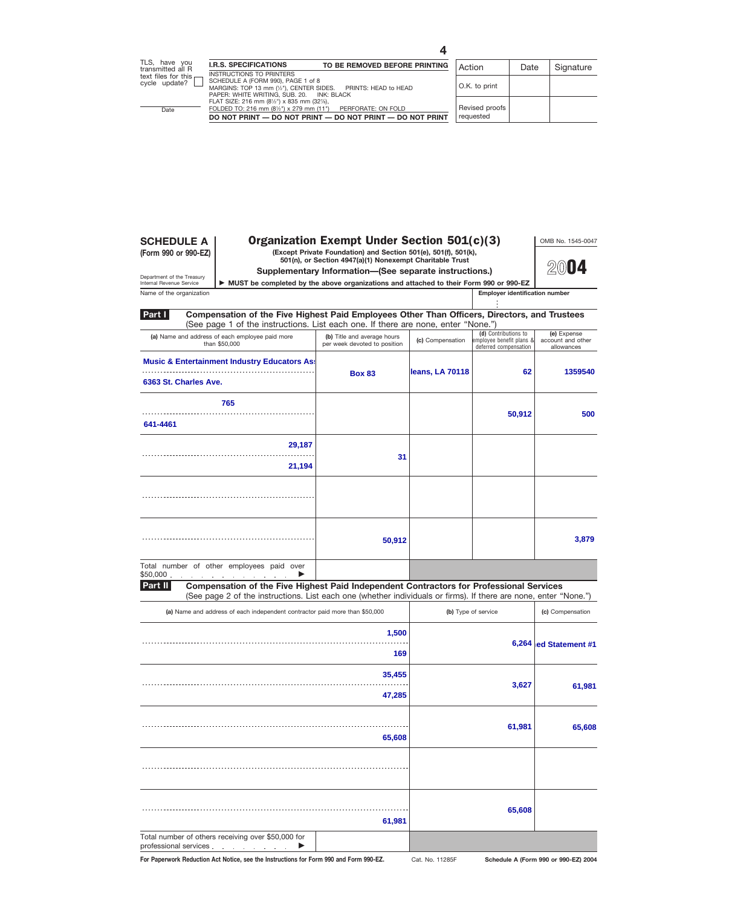TLS, have you transmitted all R text files for this cycle update?

Date

| I.R.S. SPECIFICATIONS | TO BE REMOVED BEFORE PRINTING |
|---|---|
| INSTRUCTIONS TO PRINTERS<br>SCHEDULE A (FORM 990), PAGE 1 of 8<br>MARGINS: TOP 13 mm (½"), CENTER SIDES. PRINTS: HEAD to HEAD<br>PAPER: WHITE WRITING, SUB. 20. INK: BLACK<br>FLAT SIZE: 216 mm (8½") x 835 mm (32⅞),<br>FOLDED TO: 216 mm (8½") x 279 mm (11") PERFORATE: ON FOLD | |
| DO NOT PRINT — DO NOT PRINT — DO NOT PRINT — DO NOT PRINT | |

| Action | Date | Signature |
|---|---|---|
| O.K. to print | | |
| Revised proofs requested | | |

# SCHEDULE A (Form 990 or 990-EZ)

Department of the Treasury
Internal Revenue Service

## Organization Exempt Under Section 501(c)(3)

**(Except Private Foundation) and Section 501(e), 501(f), 501(k), 501(n), or Section 4947(a)(1) Nonexempt Charitable Trust**

**Supplementary Information—(See separate instructions.)**

▶ **MUST be completed by the above organizations and attached to their Form 990 or 990-EZ**

OMB No. 1545-0047

2004

Name of the organization

**Employer identification number**

**Part I** **Compensation of the Five Highest Paid Employees Other Than Officers, Directors, and Trustees** (See page 1 of the instructions. List each one. If there are none, enter "None.")

| (a) Name and address of each employee paid more than $50,000 | (b) Title and average hours per week devoted to position | (c) Compensation | (d) Contributions to employee benefit plans & deferred compensation | (e) Expense account and other allowances |
|---|---|---|---|---|
| Music & Entertainment Industry Educators As<br>6363 St. Charles Ave. | Box 83 | leans, LA 70118 | 62 | 1359540 |
| 765<br>641-4461 | | | 50,912 | 500 |
| 29,187<br>21,194 | 31 | | | |
| | | | | |
| | 50,912 | | | 3,879 |
| Total number of other employees paid over $50,000 ▶ | | | | |

**Part II** **Compensation of the Five Highest Paid Independent Contractors for Professional Services** (See page 2 of the instructions. List each one (whether individuals or firms). If there are none, enter "None.")

| (a) Name and address of each independent contractor paid more than $50,000 | (b) Type of service | (c) Compensation |
|---|---|---|
| 1,500<br>169 | 6,264 | ed Statement #1 |
| 35,455<br>47,285 | 3,627 | 61,981 |
| 65,608 | 61,981 | 65,608 |
| | | |
| 61,981 | 65,608 | |
| Total number of others receiving over $50,000 for professional services ▶ | | |

For Paperwork Reduction Act Notice, see the Instructions for Form 990 and Form 990-EZ. Cat. No. 11285F Schedule A (Form 990 or 990-EZ) 2004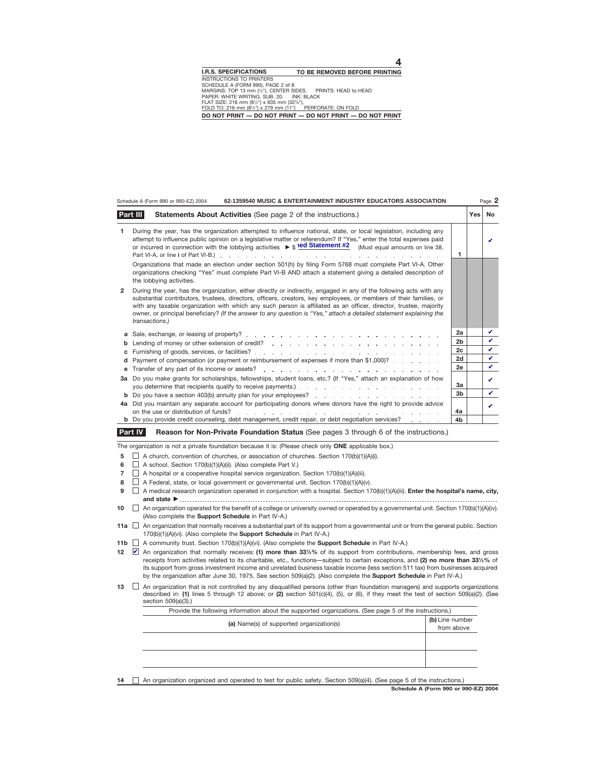**4**

**I.R.S. SPECIFICATIONS** **TO BE REMOVED BEFORE PRINTING**

INSTRUCTIONS TO PRINTERS
SCHEDULE A (FORM 990), PAGE 2 of 8
MARGINS: TOP 13 mm (½"), CENTER SIDES. PRINTS: HEAD to HEAD
PAPER: WHITE WRITING, SUB. 20. INK: BLACK
FLAT SIZE: 216 mm (8½") x 835 mm (32⅞"),
FOLD TO: 216 mm (8½") x 279 mm (11") PERFORATE: ON FOLD

**DO NOT PRINT — DO NOT PRINT — DO NOT PRINT — DO NOT PRINT**

Schedule A (Form 990 or 990-EZ) 2004 **62-1359540 MUSIC & ENTERTAINMENT INDUSTRY EDUCATORS ASSOCIATION** Page **2**

## Part III Statements About Activities (See page 2 of the instructions.)

| | | | Yes | No |
|---|---|---|---|---|
| **1** | During the year, has the organization attempted to influence national, state, or local legislation, including any attempt to influence public opinion on a legislative matter or referendum? If "Yes," enter the total expenses paid or incurred in connection with the lobbying activities ▶ $ **ed Statement #2** (Must equal amounts on line 38, Part VI-A, or line **i** of Part VI-B.) | 1 | | ✔ |
| | Organizations that made an election under section 501(h) by filing Form 5768 must complete Part VI-A. Other organizations checking "Yes" must complete Part VI-B AND attach a statement giving a detailed description of the lobbying activities. | | | |
| **2** | During the year, has the organization, either directly or indirectly, engaged in any of the following acts with any substantial contributors, trustees, directors, officers, creators, key employees, or members of their families, or with any taxable organization with which any such person is affiliated as an officer, director, trustee, majority owner, or principal beneficiary? *(If the answer to any question is "Yes," attach a detailed statement explaining the transactions.)* | | | |
| **a** | Sale, exchange, or leasing of property? | 2a | | ✔ |
| **b** | Lending of money or other extension of credit? | 2b | | ✔ |
| **c** | Furnishing of goods, services, or facilities? | 2c | | ✔ |
| **d** | Payment of compensation (or payment or reimbursement of expenses if more than $1,000)? | 2d | | ✔ |
| **e** | Transfer of any part of its income or assets? | 2e | | ✔ |
| **3a** | Do you make grants for scholarships, fellowships, student loans, etc.? (If "Yes," attach an explanation of how you determine that recipients qualify to receive payments.) | 3a | | ✔ |
| **b** | Do you have a section 403(b) annuity plan for your employees? | 3b | | ✔ |
| **4a** | Did you maintain any separate account for participating donors where donors have the right to provide advice on the use or distribution of funds? | 4a | | ✔ |
| **b** | Do you provide credit counseling, debt management, credit repair, or debt negotiation services? | 4b | | |

## Part IV Reason for Non-Private Foundation Status (See pages 3 through 6 of the instructions.)

The organization is not a private foundation because it is: (Please check only **ONE** applicable box.)

**5** ☐ A church, convention of churches, or association of churches. Section 170(b)(1)(A)(i).

**6** ☐ A school. Section 170(b)(1)(A)(ii). (Also complete Part V.)

**7** ☐ A hospital or a cooperative hospital service organization. Section 170(b)(1)(A)(iii).

**8** ☐ A Federal, state, or local government or governmental unit. Section 170(b)(1)(A)(v).

**9** ☐ A medical research organization operated in conjunction with a hospital. Section 170(b)(1)(A)(iii). **Enter the hospital's name, city, and state** ▶ ..........

**10** ☐ An organization operated for the benefit of a college or university owned or operated by a governmental unit. Section 170(b)(1)(A)(iv). (Also complete the **Support Schedule** in Part IV-A.)

**11a** ☐ An organization that normally receives a substantial part of its support from a governmental unit or from the general public. Section 170(b)(1)(A)(vi). (Also complete the **Support Schedule** in Part IV-A.)

**11b** ☐ A community trust. Section 170(b)(1)(A)(vi). (Also complete the **Support Schedule** in Part IV-A.)

**12** ☑ An organization that normally receives: **(1) more than 33⅓%** of its support from contributions, membership fees, and gross receipts from activities related to its charitable, etc., functions—subject to certain exceptions, and **(2) no more than 33⅓%** of its support from gross investment income and unrelated business taxable income (less section 511 tax) from businesses acquired by the organization after June 30, 1975. See section 509(a)(2). (Also complete the **Support Schedule** in Part IV-A.)

**13** ☐ An organization that is not controlled by any disqualified persons (other than foundation managers) and supports organizations described in: **(1)** lines 5 through 12 above; or **(2)** section 501(c)(4), (5), or (6), if they meet the test of section 509(a)(2). (See section 509(a)(3).)

Provide the following information about the supported organizations. (See page 5 of the instructions.)

| **(a)** Name(s) of supported organization(s) | **(b)** Line number from above |
|---|---|
| | |
| | |

**14** ☐ An organization organized and operated to test for public safety. Section 509(a)(4). (See page 5 of the instructions.)

**Schedule A (Form 990 or 990-EZ) 2004**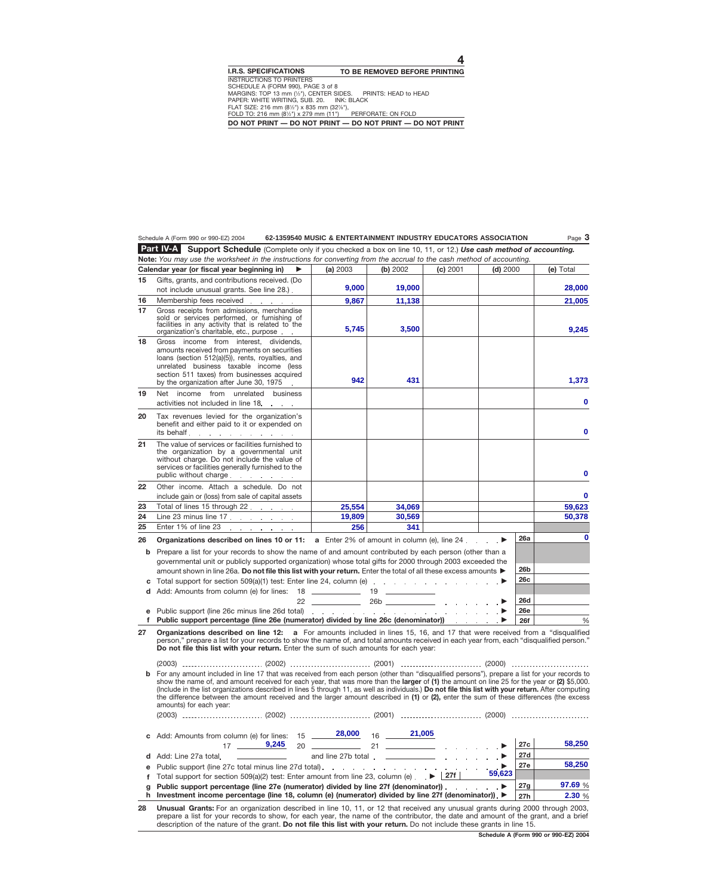**I.R.S. SPECIFICATIONS** **TO BE REMOVED BEFORE PRINTING**

INSTRUCTIONS TO PRINTERS
SCHEDULE A (FORM 990), PAGE 3 of 8
MARGINS: TOP 13 mm (½"), CENTER SIDES. PRINTS: HEAD to HEAD
PAPER: WHITE WRITING, SUB. 20. INK: BLACK
FLAT SIZE: 216 mm (8½") x 835 mm (32⅞"),
FOLD TO: 216 mm (8½") x 279 mm (11") PERFORATE: ON FOLD

**DO NOT PRINT — DO NOT PRINT — DO NOT PRINT — DO NOT PRINT**

Schedule A (Form 990 or 990-EZ) 2004 **62-1359540 MUSIC & ENTERTAINMENT INDUSTRY EDUCATORS ASSOCIATION**

**Part IV-A Support Schedule** (Complete only if you checked a box on line 10, 11, or 12.) ***Use cash method of accounting.***

**Note:** *You may use the worksheet in the instructions for converting from the accrual to the cash method of accounting.*

| | Calendar year (or fiscal year beginning in) ▶ | (a) 2003 | (b) 2002 | (c) 2001 | (d) 2000 | (e) Total |
|---|---|---|---|---|---|---|
| 15 | Gifts, grants, and contributions received. (Do not include unusual grants. See line 28.) | 9,000 | 19,000 | | | 28,000 |
| 16 | Membership fees received | 9,867 | 11,138 | | | 21,005 |
| 17 | Gross receipts from admissions, merchandise sold or services performed, or furnishing of facilities in any activity that is related to the organization's charitable, etc., purpose | 5,745 | 3,500 | | | 9,245 |
| 18 | Gross income from interest, dividends, amounts received from payments on securities loans (section 512(a)(5)), rents, royalties, and unrelated business taxable income (less section 511 taxes) from businesses acquired by the organization after June 30, 1975 | 942 | 431 | | | 1,373 |
| 19 | Net income from unrelated business activities not included in line 18 | | | | | 0 |
| 20 | Tax revenues levied for the organization's benefit and either paid to it or expended on its behalf | | | | | 0 |
| 21 | The value of services or facilities furnished to the organization by a governmental unit without charge. Do not include the value of services or facilities generally furnished to the public without charge | | | | | 0 |
| 22 | Other income. Attach a schedule. Do not include gain or (loss) from sale of capital assets | | | | | 0 |
| 23 | Total of lines 15 through 22 | 25,554 | 34,069 | | | 59,623 |
| 24 | Line 23 minus line 17 | 19,809 | 30,569 | | | 50,378 |
| 25 | Enter 1% of line 23 | 256 | 341 | | | |

**26** **Organizations described on lines 10 or 11:** **a** Enter 2% of amount in column (e), line 24 ▶ **26a** 0

**b** Prepare a list for your records to show the name of and amount contributed by each person (other than a governmental unit or publicly supported organization) whose total gifts for 2000 through 2003 exceeded the amount shown in line 26a. **Do not file this list with your return.** Enter the total of all these excess amounts ▶ **26b**

**c** Total support for section 509(a)(1) test: Enter line 24, column (e) ▶ **26c**

**d** Add: Amounts from column (e) for lines: 18 ______ 19 ______ 22 ______ 26b ______ ▶ **26d**

**e** Public support (line 26c minus line 26d total) ▶ **26e**

**f** **Public support percentage (line 26e (numerator) divided by line 26c (denominator))** ▶ **26f** %

**27** **Organizations described on line 12:** **a** For amounts included in lines 15, 16, and 17 that were received from a "disqualified person," prepare a list for your records to show the name of, and total amounts received in each year from, each "disqualified person." **Do not file this list with your return.** Enter the sum of such amounts for each year:

(2003) ______ (2002) ______ (2001) ______ (2000) ______

**b** For any amount included in line 17 that was received from each person (other than "disqualified persons"), prepare a list for your records to show the name of, and amount received for each year, that was more than the **larger** of **(1)** the amount on line 25 for the year or **(2)** $5,000. (Include in the list organizations described in lines 5 through 11, as well as individuals.) **Do not file this list with your return.** After computing the difference between the amount received and the larger amount described in **(1)** or **(2),** enter the sum of these differences (the excess amounts) for each year:

(2003) ______ (2002) ______ (2001) ______ (2000) ______

**c** Add: Amounts from column (e) for lines: 15 **28,000** 16 **21,005** 17 **9,245** 20 ______ 21 ______ ▶ **27c** **58,250**

**d** Add: Line 27a total ______ and line 27b total ______ ▶ **27d**

**e** Public support (line 27c total minus line 27d total) ▶ **27e** **58,250**

**f** Total support for section 509(a)(2) test: Enter amount from line 23, column (e) ▶ **27f** **59,623**

**g** **Public support percentage (line 27e (numerator) divided by line 27f (denominator))** ▶ **27g** **97.69** %

**h** **Investment income percentage (line 18, column (e) (numerator) divided by line 27f (denominator))** ▶ **27h** **2.30** %

**28** **Unusual Grants:** For an organization described in line 10, 11, or 12 that received any unusual grants during 2000 through 2003, prepare a list for your records to show, for each year, the name of the contributor, the date and amount of the grant, and a brief description of the nature of the grant. **Do not file this list with your return.** Do not include these grants in line 15.

**Schedule A (Form 990 or 990-EZ) 2004**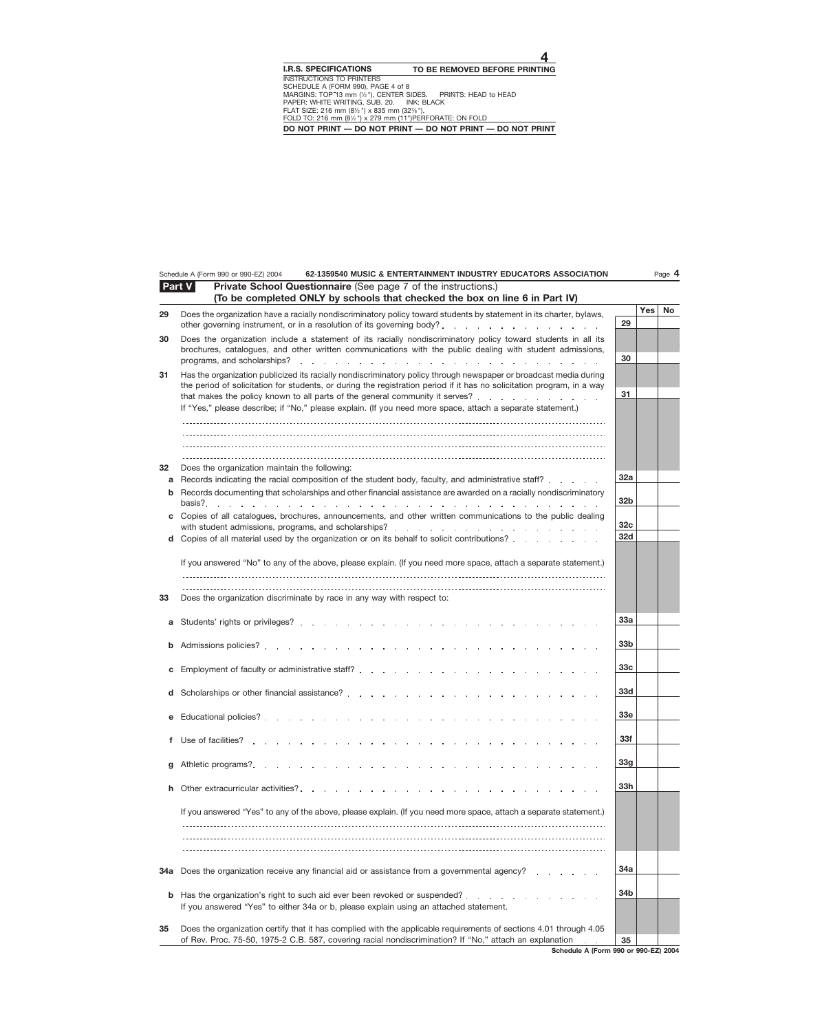I.R.S. SPECIFICATIONS — TO BE REMOVED BEFORE PRINTING

INSTRUCTIONS TO PRINTERS
SCHEDULE A (FORM 990), PAGE 4 of 8
MARGINS: TOP 13 mm (½ "), CENTER SIDES. PRINTS: HEAD to HEAD
PAPER: WHITE WRITING, SUB. 20. INK: BLACK
FLAT SIZE: 216 mm (8½ ") x 835 mm (32⅞ ").
FOLD TO: 216 mm (8½ ") x 279 mm (11")PERFORATE: ON FOLD

DO NOT PRINT — DO NOT PRINT — DO NOT PRINT — DO NOT PRINT

Schedule A (Form 990 or 990-EZ) 2004 62-1359540 MUSIC & ENTERTAINMENT INDUSTRY EDUCATORS ASSOCIATION

## Part V Private School Questionnaire (See page 7 of the instructions.)

**(To be completed ONLY by schools that checked the box on line 6 in Part IV)**

| | | | Yes | No |
|---|---|---|---|---|
| **29** | Does the organization have a racially nondiscriminatory policy toward students by statement in its charter, bylaws, other governing instrument, or in a resolution of its governing body? | 29 | | |
| **30** | Does the organization include a statement of its racially nondiscriminatory policy toward students in all its brochures, catalogues, and other written communications with the public dealing with student admissions, programs, and scholarships? | 30 | | |
| **31** | Has the organization publicized its racially nondiscriminatory policy through newspaper or broadcast media during the period of solicitation for students, or during the registration period if it has no solicitation program, in a way that makes the policy known to all parts of the general community it serves? | 31 | | |
| | If "Yes," please describe; if "No," please explain. (If you need more space, attach a separate statement.) | | | |
| **32** | Does the organization maintain the following: | | | |
| **a** | Records indicating the racial composition of the student body, faculty, and administrative staff? | 32a | | |
| **b** | Records documenting that scholarships and other financial assistance are awarded on a racially nondiscriminatory basis? | 32b | | |
| **c** | Copies of all catalogues, brochures, announcements, and other written communications to the public dealing with student admissions, programs, and scholarships? | 32c | | |
| **d** | Copies of all material used by the organization or on its behalf to solicit contributions? | 32d | | |
| | If you answered "No" to any of the above, please explain. (If you need more space, attach a separate statement.) | | | |
| **33** | Does the organization discriminate by race in any way with respect to: | | | |
| **a** | Students' rights or privileges? | 33a | | |
| **b** | Admissions policies? | 33b | | |
| **c** | Employment of faculty or administrative staff? | 33c | | |
| **d** | Scholarships or other financial assistance? | 33d | | |
| **e** | Educational policies? | 33e | | |
| **f** | Use of facilities? | 33f | | |
| **g** | Athletic programs? | 33g | | |
| **h** | Other extracurricular activities? | 33h | | |
| | If you answered "Yes" to any of the above, please explain. (If you need more space, attach a separate statement.) | | | |
| **34a** | Does the organization receive any financial aid or assistance from a governmental agency? | 34a | | |
| **b** | Has the organization's right to such aid ever been revoked or suspended? | 34b | | |
| | If you answered "Yes" to either 34a or b, please explain using an attached statement. | | | |
| **35** | Does the organization certify that it has complied with the applicable requirements of sections 4.01 through 4.05 of Rev. Proc. 75-50, 1975-2 C.B. 587, covering racial nondiscrimination? If "No," attach an explanation | 35 | | |

Schedule A (Form 990 or 990-EZ) 2004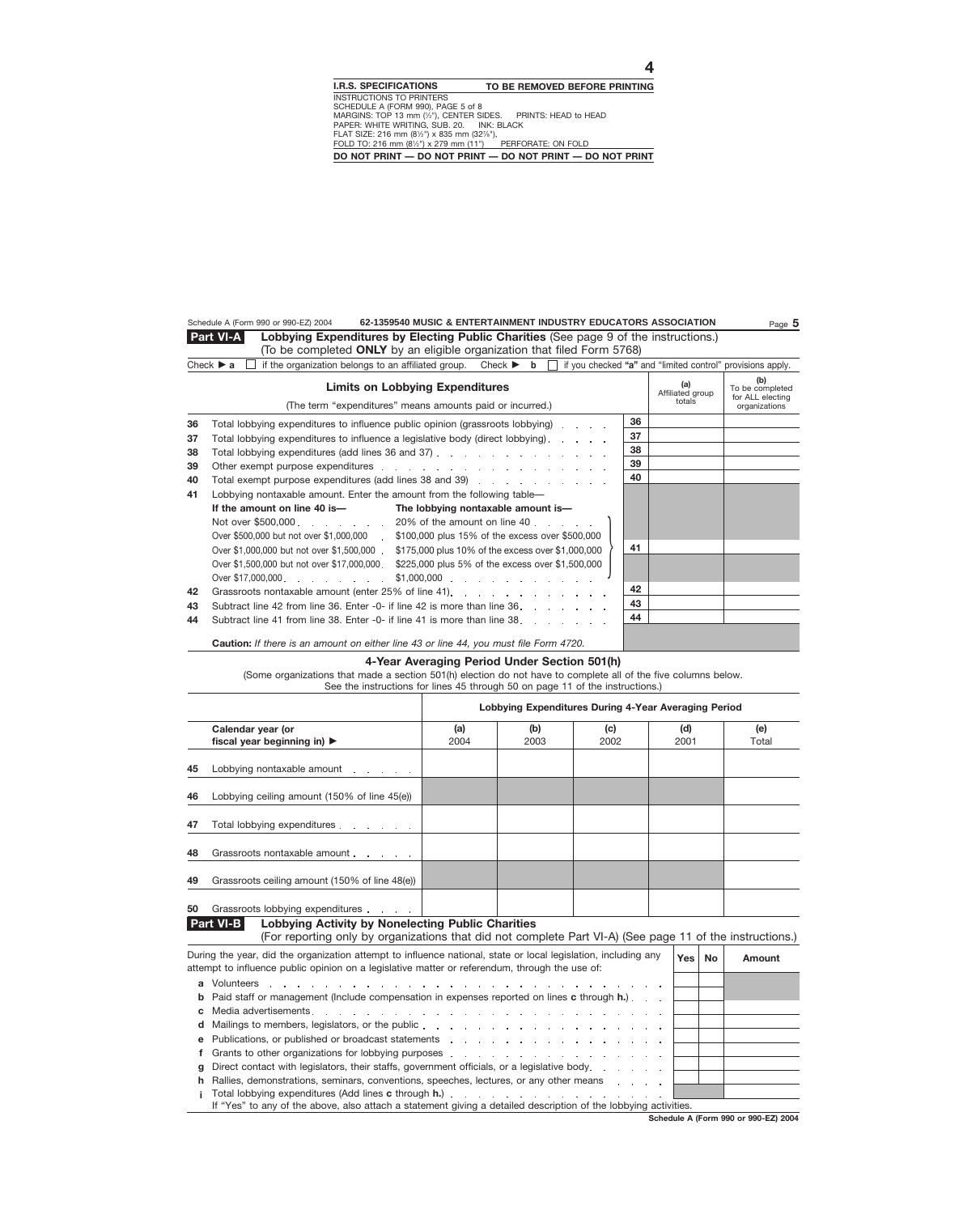**I.R.S. SPECIFICATIONS** **TO BE REMOVED BEFORE PRINTING**

INSTRUCTIONS TO PRINTERS
SCHEDULE A (FORM 990), PAGE 5 of 8
MARGINS: TOP 13 mm (½"), CENTER SIDES. PRINTS: HEAD to HEAD
PAPER: WHITE WRITING, SUB. 20. INK: BLACK
FLAT SIZE: 216 mm (8½") x 835 mm (32⅞")
FOLD TO: 216 mm (8½") x 279 mm (11") PERFORATE: ON FOLD

**DO NOT PRINT — DO NOT PRINT — DO NOT PRINT — DO NOT PRINT**

Schedule A (Form 990 or 990-EZ) 2004 **62-1359540 MUSIC & ENTERTAINMENT INDUSTRY EDUCATORS ASSOCIATION**

## Part VI-A Lobbying Expenditures by Electing Public Charities (See page 9 of the instructions.)

(To be completed **ONLY** by an eligible organization that filed Form 5768)

Check ▶ **a** ☐ if the organization belongs to an affiliated group. Check ▶ **b** ☐ if you checked **"a"** and "limited control" provisions apply.

| | **Limits on Lobbying Expenditures** (The term "expenditures" means amounts paid or incurred.) | | **(a)** Affiliated group totals | **(b)** To be completed for ALL electing organizations |
|---|---|---|---|---|
| **36** | Total lobbying expenditures to influence public opinion (grassroots lobbying) | **36** | | |
| **37** | Total lobbying expenditures to influence a legislative body (direct lobbying) | **37** | | |
| **38** | Total lobbying expenditures (add lines 36 and 37) | **38** | | |
| **39** | Other exempt purpose expenditures | **39** | | |
| **40** | Total exempt purpose expenditures (add lines 38 and 39) | **40** | | |
| **41** | Lobbying nontaxable amount. Enter the amount from the following table— | | | |
| | **If the amount on line 40 is— / The lobbying nontaxable amount is—** | | | |
| | Not over $500,000 — 20% of the amount on line 40 | | | |
| | Over $500,000 but not over $1,000,000 — $100,000 plus 15% of the excess over $500,000 | | | |
| | Over $1,000,000 but not over $1,500,000 — $175,000 plus 10% of the excess over $1,000,000 | **41** | | |
| | Over $1,500,000 but not over $17,000,000 — $225,000 plus 5% of the excess over $1,500,000 | | | |
| | Over $17,000,000 — $1,000,000 | | | |
| **42** | Grassroots nontaxable amount (enter 25% of line 41) | **42** | | |
| **43** | Subtract line 42 from line 36. Enter -0- if line 42 is more than line 36 | **43** | | |
| **44** | Subtract line 41 from line 38. Enter -0- if line 41 is more than line 38 | **44** | | |

**Caution:** *If there is an amount on either line 43 or line 44, you must file Form 4720.*

### 4-Year Averaging Period Under Section 501(h)

(Some organizations that made a section 501(h) election do not have to complete all of the five columns below. See the instructions for lines 45 through 50 on page 11 of the instructions.)

| | | Lobbying Expenditures During 4-Year Averaging Period | | | | |
|---|---|---|---|---|---|---|
| | **Calendar year (or fiscal year beginning in) ▶** | **(a)** 2004 | **(b)** 2003 | **(c)** 2002 | **(d)** 2001 | **(e)** Total |
| **45** | Lobbying nontaxable amount | | | | | |
| **46** | Lobbying ceiling amount (150% of line 45(e)) | | | | | |
| **47** | Total lobbying expenditures | | | | | |
| **48** | Grassroots nontaxable amount | | | | | |
| **49** | Grassroots ceiling amount (150% of line 48(e)) | | | | | |
| **50** | Grassroots lobbying expenditures | | | | | |

## Part VI-B Lobbying Activity by Nonelecting Public Charities

(For reporting only by organizations that did not complete Part VI-A) (See page 11 of the instructions.)

| During the year, did the organization attempt to influence national, state or local legislation, including any attempt to influence public opinion on a legislative matter or referendum, through the use of: | Yes | No | Amount |
|---|---|---|---|
| **a** Volunteers | | | |
| **b** Paid staff or management (Include compensation in expenses reported on lines **c** through **h.**) | | | |
| **c** Media advertisements | | | |
| **d** Mailings to members, legislators, or the public | | | |
| **e** Publications, or published or broadcast statements | | | |
| **f** Grants to other organizations for lobbying purposes | | | |
| **g** Direct contact with legislators, their staffs, government officials, or a legislative body | | | |
| **h** Rallies, demonstrations, seminars, conventions, speeches, lectures, or any other means | | | |
| **i** Total lobbying expenditures (Add lines **c** through **h.**) | | | |

If "Yes" to any of the above, also attach a statement giving a detailed description of the lobbying activities.

**Schedule A (Form 990 or 990-EZ) 2004**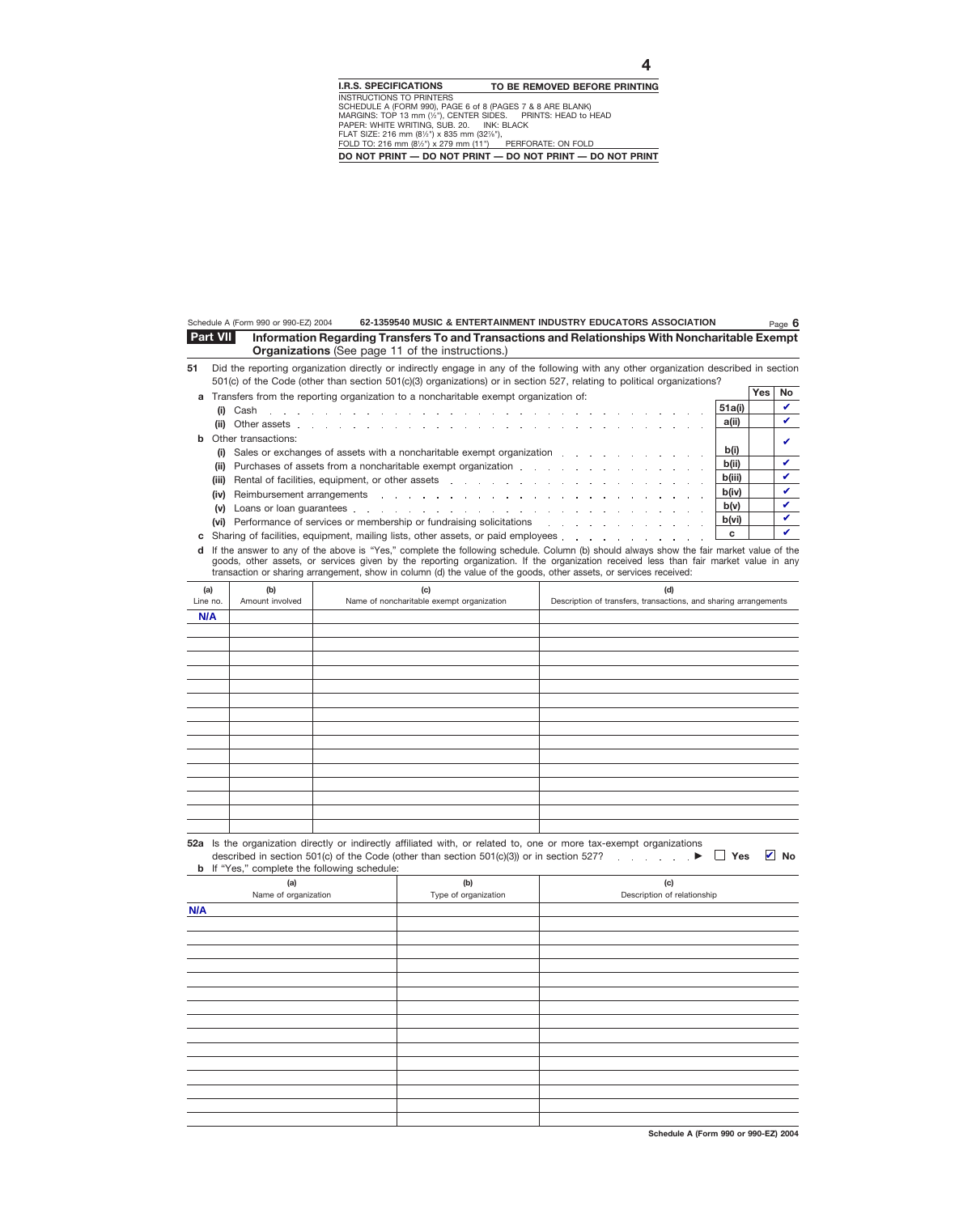**I.R.S. SPECIFICATIONS** — **TO BE REMOVED BEFORE PRINTING**

INSTRUCTIONS TO PRINTERS
SCHEDULE A (FORM 990), PAGE 6 of 8 (PAGES 7 & 8 ARE BLANK)
MARGINS: TOP 13 mm (½"), CENTER SIDES. PRINTS: HEAD to HEAD
PAPER: WHITE WRITING, SUB. 20. INK: BLACK
FLAT SIZE: 216 mm (8½") x 835 mm (32⅞"),
FOLD TO: 216 mm (8½") x 279 mm (11") PERFORATE: ON FOLD

**DO NOT PRINT — DO NOT PRINT — DO NOT PRINT — DO NOT PRINT**

Schedule A (Form 990 or 990-EZ) 2004 — **62-1359540 MUSIC & ENTERTAINMENT INDUSTRY EDUCATORS ASSOCIATION**

## Part VII Information Regarding Transfers To and Transactions and Relationships With Noncharitable Exempt Organizations (See page 11 of the instructions.)

**51** Did the reporting organization directly or indirectly engage in any of the following with any other organization described in section 501(c) of the Code (other than section 501(c)(3) organizations) or in section 527, relating to political organizations?

| | | Yes | No |
|---|---|---|---|
| **a** Transfers from the reporting organization to a noncharitable exempt organization of: | | | |
| (i) Cash | 51a(i) | | ✔ |
| (ii) Other assets | a(ii) | | ✔ |
| **b** Other transactions: | | | |
| (i) Sales or exchanges of assets with a noncharitable exempt organization | b(i) | | ✔ |
| (ii) Purchases of assets from a noncharitable exempt organization | b(ii) | | ✔ |
| (iii) Rental of facilities, equipment, or other assets | b(iii) | | ✔ |
| (iv) Reimbursement arrangements | b(iv) | | ✔ |
| (v) Loans or loan guarantees | b(v) | | ✔ |
| (vi) Performance of services or membership or fundraising solicitations | b(vi) | | ✔ |
| **c** Sharing of facilities, equipment, mailing lists, other assets, or paid employees | c | | ✔ |

**d** If the answer to any of the above is "Yes," complete the following schedule. Column (b) should always show the fair market value of the goods, other assets, or services given by the reporting organization. If the organization received less than fair market value in any transaction or sharing arrangement, show in column (d) the value of the goods, other assets, or services received:

| (a) Line no. | (b) Amount involved | (c) Name of noncharitable exempt organization | (d) Description of transfers, transactions, and sharing arrangements |
|---|---|---|---|
| N/A | | | |

**52a** Is the organization directly or indirectly affiliated with, or related to, one or more tax-exempt organizations described in section 501(c) of the Code (other than section 501(c)(3)) or in section 527? ▶ ☐ Yes ☑ No

**b** If "Yes," complete the following schedule:

| (a) Name of organization | (b) Type of organization | (c) Description of relationship |
|---|---|---|
| N/A | | |

Schedule A (Form 990 or 990-EZ) 2004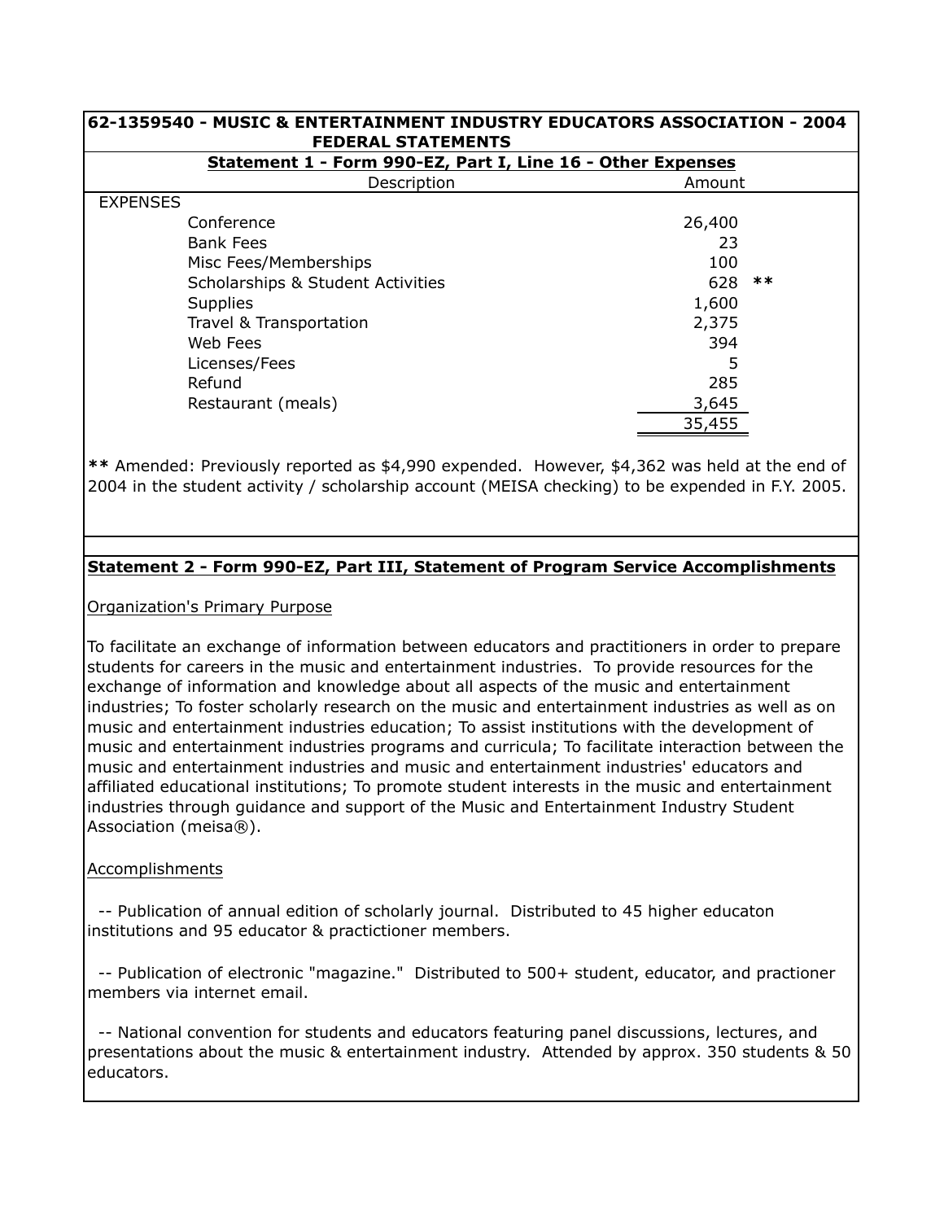## 62-1359540 - MUSIC & ENTERTAINMENT INDUSTRY EDUCATORS ASSOCIATION - 2004 FEDERAL STATEMENTS

### Statement 1 - Form 990-EZ, Part I, Line 16 - Other Expenses

| Description | Amount | |
|---|---|---|
| EXPENSES | | |
| Conference | 26,400 | |
| Bank Fees | 23 | |
| Misc Fees/Memberships | 100 | |
| Scholarships & Student Activities | 628 | ** |
| Supplies | 1,600 | |
| Travel & Transportation | 2,375 | |
| Web Fees | 394 | |
| Licenses/Fees | 5 | |
| Refund | 285 | |
| Restaurant (meals) | 3,645 | |
| | 35,455 | |

**\*\*** Amended: Previously reported as $4,990 expended. However, $4,362 was held at the end of 2004 in the student activity / scholarship account (MEISA checking) to be expended in F.Y. 2005.

### Statement 2 - Form 990-EZ, Part III, Statement of Program Service Accomplishments

Organization's Primary Purpose

To facilitate an exchange of information between educators and practitioners in order to prepare students for careers in the music and entertainment industries. To provide resources for the exchange of information and knowledge about all aspects of the music and entertainment industries; To foster scholarly research on the music and entertainment industries as well as on music and entertainment industries education; To assist institutions with the development of music and entertainment industries programs and curricula; To facilitate interaction between the music and entertainment industries and music and entertainment industries' educators and affiliated educational institutions; To promote student interests in the music and entertainment industries through guidance and support of the Music and Entertainment Industry Student Association (meisa®).

Accomplishments

-- Publication of annual edition of scholarly journal. Distributed to 45 higher educaton institutions and 95 educator & practictioner members.

-- Publication of electronic "magazine." Distributed to 500+ student, educator, and practioner members via internet email.

-- National convention for students and educators featuring panel discussions, lectures, and presentations about the music & entertainment industry. Attended by approx. 350 students & 50 educators.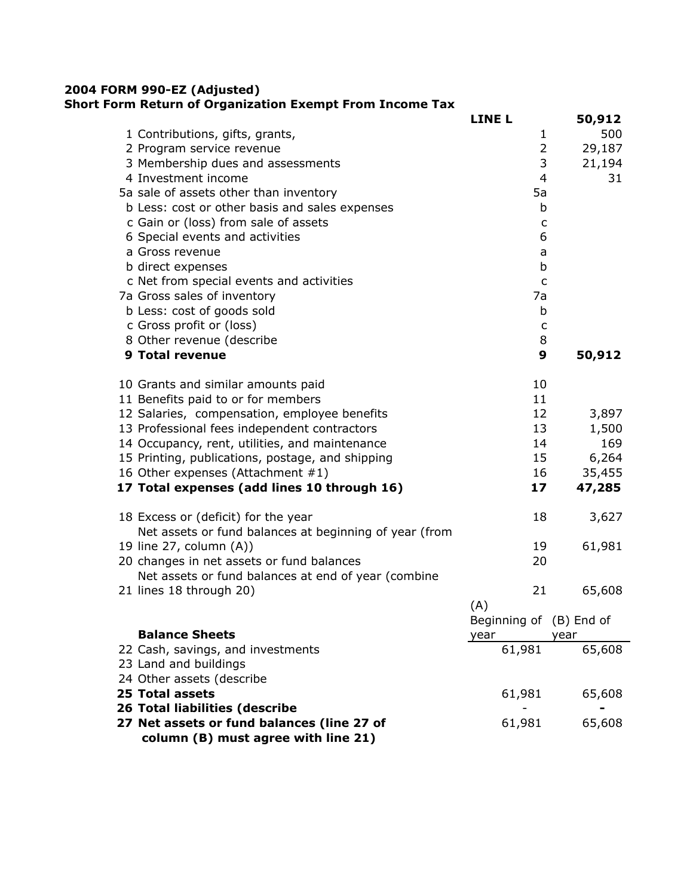**2004 FORM 990-EZ (Adjusted)**
**Short Form Return of Organization Exempt From Income Tax**

| | | |
|---|---|---|
| | **LINE L** | **50,912** |
| 1 Contributions, gifts, grants, | 1 | 500 |
| 2 Program service revenue | 2 | 29,187 |
| 3 Membership dues and assessments | 3 | 21,194 |
| 4 Investment income | 4 | 31 |
| 5a sale of assets other than inventory | 5a | |
| b Less: cost or other basis and sales expenses | b | |
| c Gain or (loss) from sale of assets | c | |
| 6 Special events and activities | 6 | |
| a Gross revenue | a | |
| b direct expenses | b | |
| c Net from special events and activities | c | |
| 7a Gross sales of inventory | 7a | |
| b Less: cost of goods sold | b | |
| c Gross profit or (loss) | c | |
| 8 Other revenue (describe | 8 | |
| **9 Total revenue** | **9** | **50,912** |
| 10 Grants and similar amounts paid | 10 | |
| 11 Benefits paid to or for members | 11 | |
| 12 Salaries, compensation, employee benefits | 12 | 3,897 |
| 13 Professional fees independent contractors | 13 | 1,500 |
| 14 Occupancy, rent, utilities, and maintenance | 14 | 169 |
| 15 Printing, publications, postage, and shipping | 15 | 6,264 |
| 16 Other expenses (Attachment #1) | 16 | 35,455 |
| **17 Total expenses (add lines 10 through 16)** | **17** | **47,285** |
| 18 Excess or (deficit) for the year | 18 | 3,627 |
| 19 Net assets or fund balances at beginning of year (from line 27, column (A)) | 19 | 61,981 |
| 20 changes in net assets or fund balances | 20 | |
| 21 Net assets or fund balances at end of year (combine lines 18 through 20) | 21 | 65,608 |

| **Balance Sheets** | (A) Beginning of year | (B) End of year |
|---|---|---|
| 22 Cash, savings, and investments | 61,981 | 65,608 |
| 23 Land and buildings | | |
| 24 Other assets (describe | | |
| **25 Total assets** | 61,981 | 65,608 |
| **26 Total liabilities (describe** | - | **-** |
| **27 Net assets or fund balances (line 27 of column (B) must agree with line 21)** | 61,981 | 65,608 |